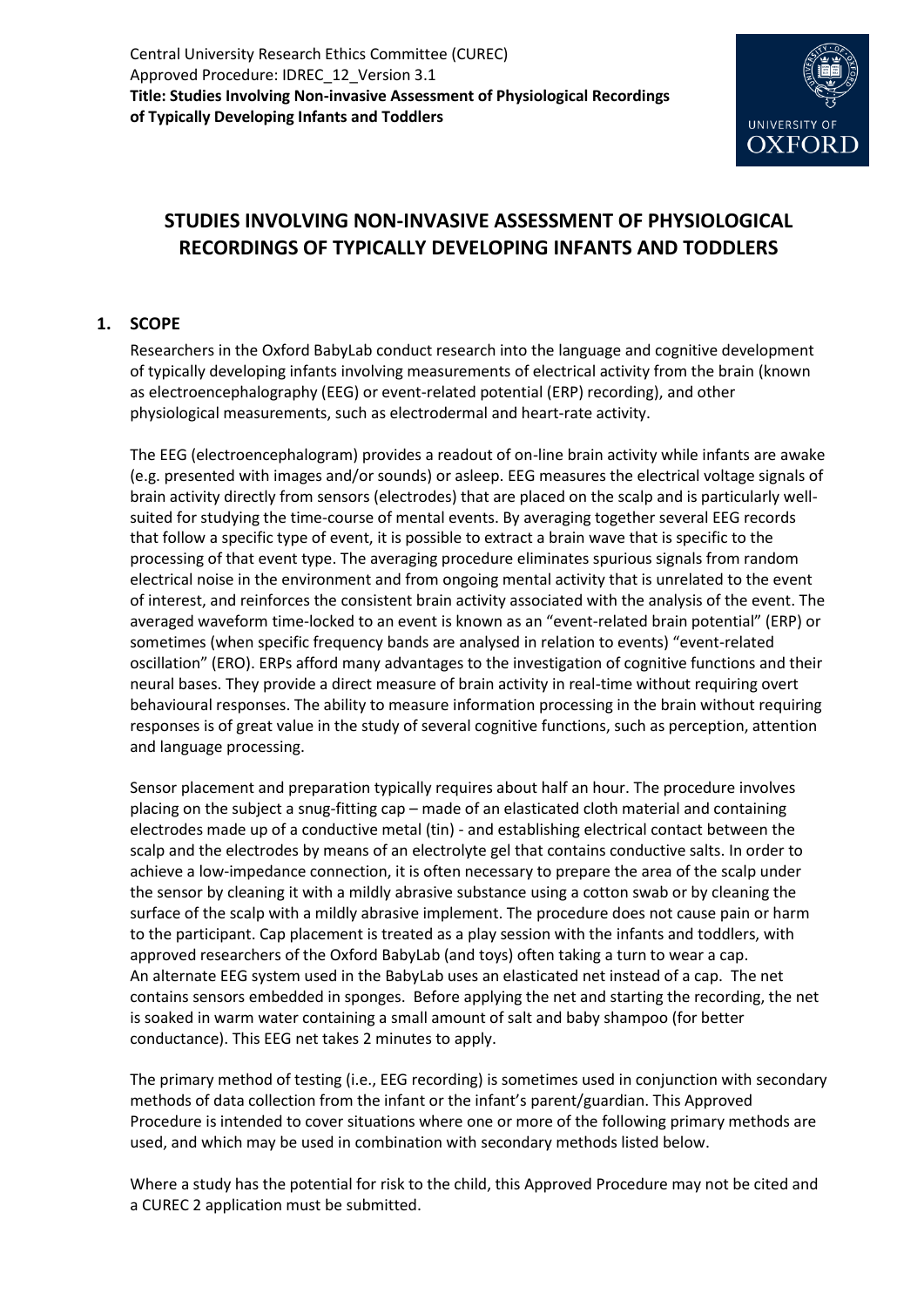Central University Research Ethics Committee (CUREC)
Approved Procedure: IDREC_12_Version 3.1
**Title: Studies Involving Non-invasive Assessment of Physiological Recordings of Typically Developing Infants and Toddlers**

# STUDIES INVOLVING NON-INVASIVE ASSESSMENT OF PHYSIOLOGICAL RECORDINGS OF TYPICALLY DEVELOPING INFANTS AND TODDLERS

## 1. SCOPE

Researchers in the Oxford BabyLab conduct research into the language and cognitive development of typically developing infants involving measurements of electrical activity from the brain (known as electroencephalography (EEG) or event-related potential (ERP) recording), and other physiological measurements, such as electrodermal and heart-rate activity.

The EEG (electroencephalogram) provides a readout of on-line brain activity while infants are awake (e.g. presented with images and/or sounds) or asleep. EEG measures the electrical voltage signals of brain activity directly from sensors (electrodes) that are placed on the scalp and is particularly well-suited for studying the time-course of mental events. By averaging together several EEG records that follow a specific type of event, it is possible to extract a brain wave that is specific to the processing of that event type. The averaging procedure eliminates spurious signals from random electrical noise in the environment and from ongoing mental activity that is unrelated to the event of interest, and reinforces the consistent brain activity associated with the analysis of the event. The averaged waveform time-locked to an event is known as an "event-related brain potential" (ERP) or sometimes (when specific frequency bands are analysed in relation to events) "event-related oscillation" (ERO). ERPs afford many advantages to the investigation of cognitive functions and their neural bases. They provide a direct measure of brain activity in real-time without requiring overt behavioural responses. The ability to measure information processing in the brain without requiring responses is of great value in the study of several cognitive functions, such as perception, attention and language processing.

Sensor placement and preparation typically requires about half an hour. The procedure involves placing on the subject a snug-fitting cap – made of an elasticated cloth material and containing electrodes made up of a conductive metal (tin) - and establishing electrical contact between the scalp and the electrodes by means of an electrolyte gel that contains conductive salts. In order to achieve a low-impedance connection, it is often necessary to prepare the area of the scalp under the sensor by cleaning it with a mildly abrasive substance using a cotton swab or by cleaning the surface of the scalp with a mildly abrasive implement. The procedure does not cause pain or harm to the participant. Cap placement is treated as a play session with the infants and toddlers, with approved researchers of the Oxford BabyLab (and toys) often taking a turn to wear a cap. An alternate EEG system used in the BabyLab uses an elasticated net instead of a cap. The net contains sensors embedded in sponges. Before applying the net and starting the recording, the net is soaked in warm water containing a small amount of salt and baby shampoo (for better conductance). This EEG net takes 2 minutes to apply.

The primary method of testing (i.e., EEG recording) is sometimes used in conjunction with secondary methods of data collection from the infant or the infant's parent/guardian. This Approved Procedure is intended to cover situations where one or more of the following primary methods are used, and which may be used in combination with secondary methods listed below.

Where a study has the potential for risk to the child, this Approved Procedure may not be cited and a CUREC 2 application must be submitted.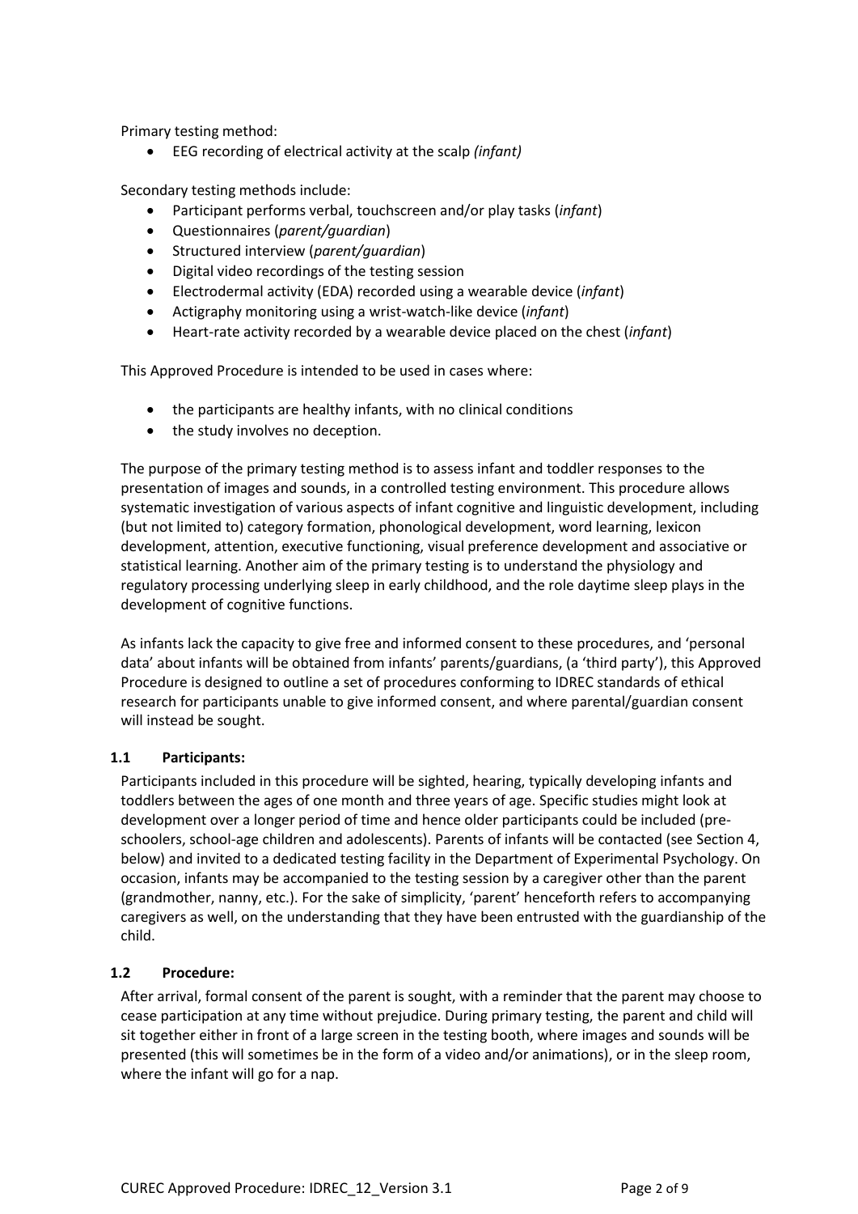Primary testing method:

- EEG recording of electrical activity at the scalp *(infant)*

Secondary testing methods include:

- Participant performs verbal, touchscreen and/or play tasks (*infant*)
- Questionnaires (*parent/guardian*)
- Structured interview (*parent/guardian*)
- Digital video recordings of the testing session
- Electrodermal activity (EDA) recorded using a wearable device (*infant*)
- Actigraphy monitoring using a wrist-watch-like device (*infant*)
- Heart-rate activity recorded by a wearable device placed on the chest (*infant*)

This Approved Procedure is intended to be used in cases where:

- the participants are healthy infants, with no clinical conditions
- the study involves no deception.

The purpose of the primary testing method is to assess infant and toddler responses to the presentation of images and sounds, in a controlled testing environment. This procedure allows systematic investigation of various aspects of infant cognitive and linguistic development, including (but not limited to) category formation, phonological development, word learning, lexicon development, attention, executive functioning, visual preference development and associative or statistical learning. Another aim of the primary testing is to understand the physiology and regulatory processing underlying sleep in early childhood, and the role daytime sleep plays in the development of cognitive functions.

As infants lack the capacity to give free and informed consent to these procedures, and 'personal data' about infants will be obtained from infants' parents/guardians, (a 'third party'), this Approved Procedure is designed to outline a set of procedures conforming to IDREC standards of ethical research for participants unable to give informed consent, and where parental/guardian consent will instead be sought.

### 1.1 Participants:

Participants included in this procedure will be sighted, hearing, typically developing infants and toddlers between the ages of one month and three years of age. Specific studies might look at development over a longer period of time and hence older participants could be included (pre-schoolers, school-age children and adolescents). Parents of infants will be contacted (see Section 4, below) and invited to a dedicated testing facility in the Department of Experimental Psychology. On occasion, infants may be accompanied to the testing session by a caregiver other than the parent (grandmother, nanny, etc.). For the sake of simplicity, 'parent' henceforth refers to accompanying caregivers as well, on the understanding that they have been entrusted with the guardianship of the child.

### 1.2 Procedure:

After arrival, formal consent of the parent is sought, with a reminder that the parent may choose to cease participation at any time without prejudice. During primary testing, the parent and child will sit together either in front of a large screen in the testing booth, where images and sounds will be presented (this will sometimes be in the form of a video and/or animations), or in the sleep room, where the infant will go for a nap.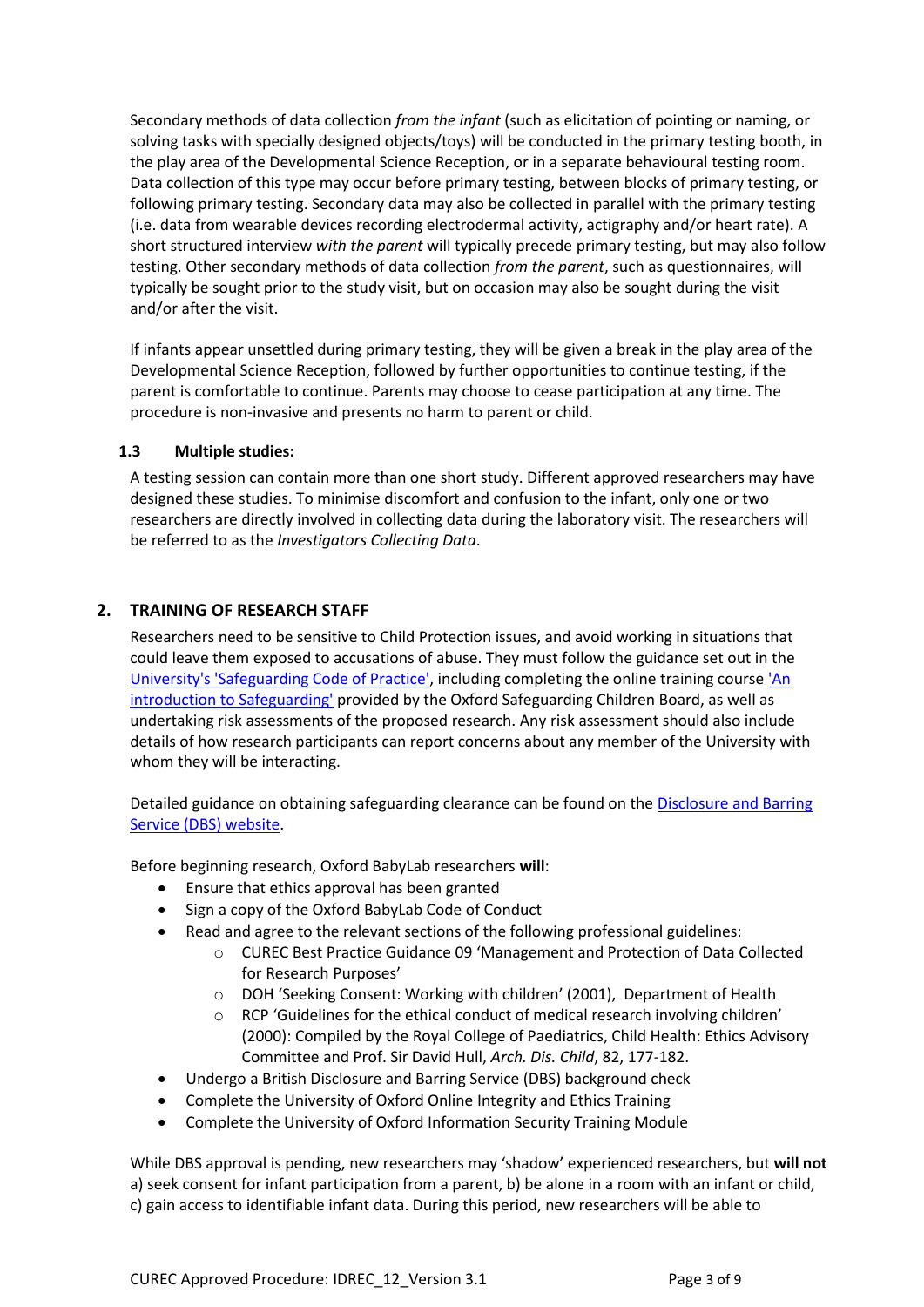Secondary methods of data collection *from the infant* (such as elicitation of pointing or naming, or solving tasks with specially designed objects/toys) will be conducted in the primary testing booth, in the play area of the Developmental Science Reception, or in a separate behavioural testing room. Data collection of this type may occur before primary testing, between blocks of primary testing, or following primary testing. Secondary data may also be collected in parallel with the primary testing (i.e. data from wearable devices recording electrodermal activity, actigraphy and/or heart rate). A short structured interview *with the parent* will typically precede primary testing, but may also follow testing. Other secondary methods of data collection *from the parent*, such as questionnaires, will typically be sought prior to the study visit, but on occasion may also be sought during the visit and/or after the visit.

If infants appear unsettled during primary testing, they will be given a break in the play area of the Developmental Science Reception, followed by further opportunities to continue testing, if the parent is comfortable to continue. Parents may choose to cease participation at any time. The procedure is non-invasive and presents no harm to parent or child.

### 1.3 Multiple studies:

A testing session can contain more than one short study. Different approved researchers may have designed these studies. To minimise discomfort and confusion to the infant, only one or two researchers are directly involved in collecting data during the laboratory visit. The researchers will be referred to as the *Investigators Collecting Data*.

## 2. TRAINING OF RESEARCH STAFF

Researchers need to be sensitive to Child Protection issues, and avoid working in situations that could leave them exposed to accusations of abuse. They must follow the guidance set out in the University's 'Safeguarding Code of Practice', including completing the online training course 'An introduction to Safeguarding' provided by the Oxford Safeguarding Children Board, as well as undertaking risk assessments of the proposed research. Any risk assessment should also include details of how research participants can report concerns about any member of the University with whom they will be interacting.

Detailed guidance on obtaining safeguarding clearance can be found on the Disclosure and Barring Service (DBS) website.

Before beginning research, Oxford BabyLab researchers **will**:

- Ensure that ethics approval has been granted
- Sign a copy of the Oxford BabyLab Code of Conduct
- Read and agree to the relevant sections of the following professional guidelines:
  - CUREC Best Practice Guidance 09 'Management and Protection of Data Collected for Research Purposes'
  - DOH 'Seeking Consent: Working with children' (2001), Department of Health
  - RCP 'Guidelines for the ethical conduct of medical research involving children' (2000): Compiled by the Royal College of Paediatrics, Child Health: Ethics Advisory Committee and Prof. Sir David Hull, *Arch. Dis. Child*, 82, 177-182.
- Undergo a British Disclosure and Barring Service (DBS) background check
- Complete the University of Oxford Online Integrity and Ethics Training
- Complete the University of Oxford Information Security Training Module

While DBS approval is pending, new researchers may 'shadow' experienced researchers, but **will not** a) seek consent for infant participation from a parent, b) be alone in a room with an infant or child, c) gain access to identifiable infant data. During this period, new researchers will be able to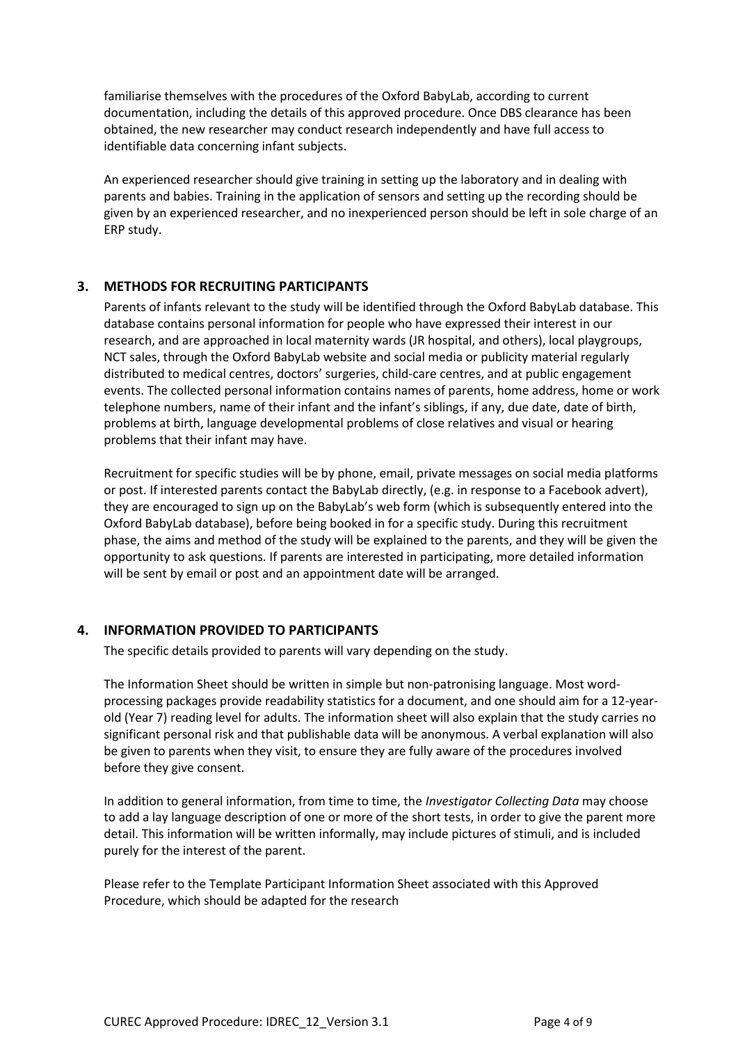familiarise themselves with the procedures of the Oxford BabyLab, according to current documentation, including the details of this approved procedure. Once DBS clearance has been obtained, the new researcher may conduct research independently and have full access to identifiable data concerning infant subjects.

An experienced researcher should give training in setting up the laboratory and in dealing with parents and babies. Training in the application of sensors and setting up the recording should be given by an experienced researcher, and no inexperienced person should be left in sole charge of an ERP study.

## 3. METHODS FOR RECRUITING PARTICIPANTS

Parents of infants relevant to the study will be identified through the Oxford BabyLab database. This database contains personal information for people who have expressed their interest in our research, and are approached in local maternity wards (JR hospital, and others), local playgroups, NCT sales, through the Oxford BabyLab website and social media or publicity material regularly distributed to medical centres, doctors' surgeries, child-care centres, and at public engagement events. The collected personal information contains names of parents, home address, home or work telephone numbers, name of their infant and the infant's siblings, if any, due date, date of birth, problems at birth, language developmental problems of close relatives and visual or hearing problems that their infant may have.

Recruitment for specific studies will be by phone, email, private messages on social media platforms or post. If interested parents contact the BabyLab directly, (e.g. in response to a Facebook advert), they are encouraged to sign up on the BabyLab's web form (which is subsequently entered into the Oxford BabyLab database), before being booked in for a specific study. During this recruitment phase, the aims and method of the study will be explained to the parents, and they will be given the opportunity to ask questions. If parents are interested in participating, more detailed information will be sent by email or post and an appointment date will be arranged.

## 4. INFORMATION PROVIDED TO PARTICIPANTS

The specific details provided to parents will vary depending on the study.

The Information Sheet should be written in simple but non-patronising language. Most word-processing packages provide readability statistics for a document, and one should aim for a 12-year-old (Year 7) reading level for adults. The information sheet will also explain that the study carries no significant personal risk and that publishable data will be anonymous. A verbal explanation will also be given to parents when they visit, to ensure they are fully aware of the procedures involved before they give consent.

In addition to general information, from time to time, the *Investigator Collecting Data* may choose to add a lay language description of one or more of the short tests, in order to give the parent more detail. This information will be written informally, may include pictures of stimuli, and is included purely for the interest of the parent.

Please refer to the Template Participant Information Sheet associated with this Approved Procedure, which should be adapted for the research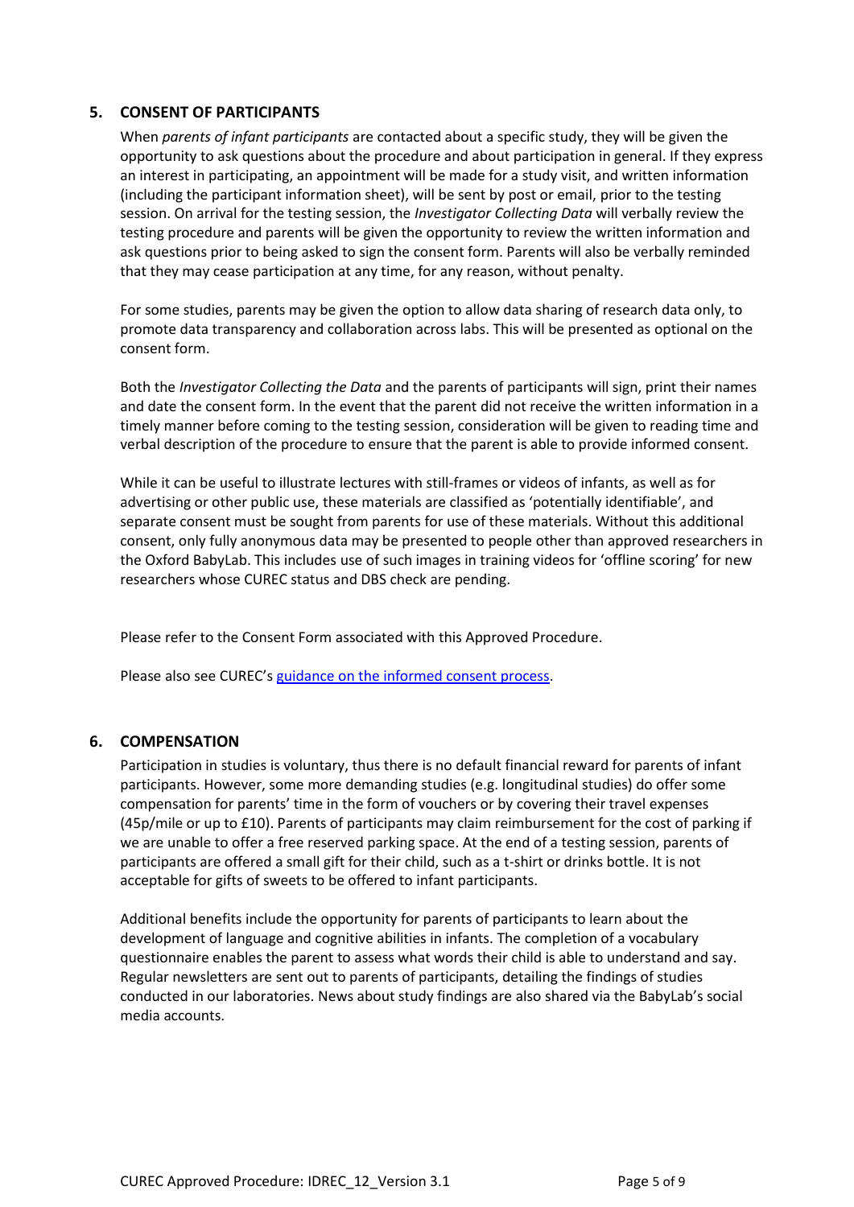## 5. CONSENT OF PARTICIPANTS

When *parents of infant participants* are contacted about a specific study, they will be given the opportunity to ask questions about the procedure and about participation in general. If they express an interest in participating, an appointment will be made for a study visit, and written information (including the participant information sheet), will be sent by post or email, prior to the testing session. On arrival for the testing session, the *Investigator Collecting Data* will verbally review the testing procedure and parents will be given the opportunity to review the written information and ask questions prior to being asked to sign the consent form. Parents will also be verbally reminded that they may cease participation at any time, for any reason, without penalty.

For some studies, parents may be given the option to allow data sharing of research data only, to promote data transparency and collaboration across labs. This will be presented as optional on the consent form.

Both the *Investigator Collecting the Data* and the parents of participants will sign, print their names and date the consent form. In the event that the parent did not receive the written information in a timely manner before coming to the testing session, consideration will be given to reading time and verbal description of the procedure to ensure that the parent is able to provide informed consent.

While it can be useful to illustrate lectures with still-frames or videos of infants, as well as for advertising or other public use, these materials are classified as 'potentially identifiable', and separate consent must be sought from parents for use of these materials. Without this additional consent, only fully anonymous data may be presented to people other than approved researchers in the Oxford BabyLab. This includes use of such images in training videos for 'offline scoring' for new researchers whose CUREC status and DBS check are pending.

Please refer to the Consent Form associated with this Approved Procedure.

Please also see CUREC's [guidance on the informed consent process](guidance on the informed consent process).

## 6. COMPENSATION

Participation in studies is voluntary, thus there is no default financial reward for parents of infant participants. However, some more demanding studies (e.g. longitudinal studies) do offer some compensation for parents' time in the form of vouchers or by covering their travel expenses (45p/mile or up to £10). Parents of participants may claim reimbursement for the cost of parking if we are unable to offer a free reserved parking space. At the end of a testing session, parents of participants are offered a small gift for their child, such as a t-shirt or drinks bottle. It is not acceptable for gifts of sweets to be offered to infant participants.

Additional benefits include the opportunity for parents of participants to learn about the development of language and cognitive abilities in infants. The completion of a vocabulary questionnaire enables the parent to assess what words their child is able to understand and say. Regular newsletters are sent out to parents of participants, detailing the findings of studies conducted in our laboratories. News about study findings are also shared via the BabyLab's social media accounts.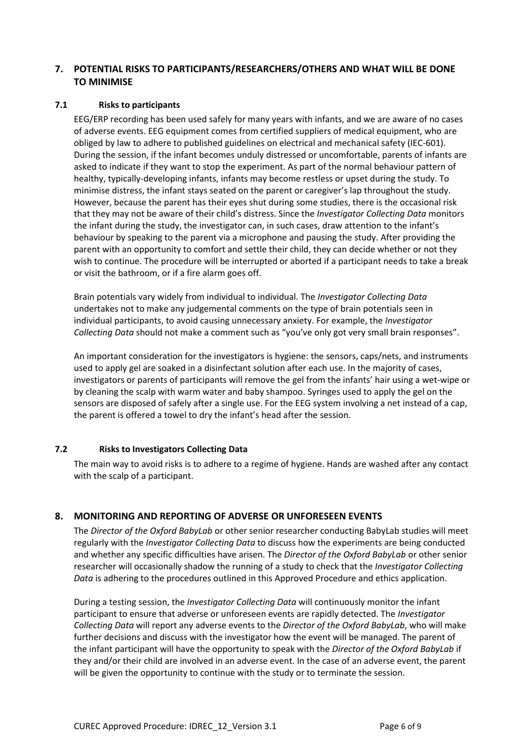## 7. POTENTIAL RISKS TO PARTICIPANTS/RESEARCHERS/OTHERS AND WHAT WILL BE DONE TO MINIMISE

### 7.1 Risks to participants

EEG/ERP recording has been used safely for many years with infants, and we are aware of no cases of adverse events. EEG equipment comes from certified suppliers of medical equipment, who are obliged by law to adhere to published guidelines on electrical and mechanical safety (IEC-601). During the session, if the infant becomes unduly distressed or uncomfortable, parents of infants are asked to indicate if they want to stop the experiment. As part of the normal behaviour pattern of healthy, typically-developing infants, infants may become restless or upset during the study. To minimise distress, the infant stays seated on the parent or caregiver's lap throughout the study. However, because the parent has their eyes shut during some studies, there is the occasional risk that they may not be aware of their child's distress. Since the *Investigator Collecting Data* monitors the infant during the study, the investigator can, in such cases, draw attention to the infant's behaviour by speaking to the parent via a microphone and pausing the study. After providing the parent with an opportunity to comfort and settle their child, they can decide whether or not they wish to continue. The procedure will be interrupted or aborted if a participant needs to take a break or visit the bathroom, or if a fire alarm goes off.

Brain potentials vary widely from individual to individual. The *Investigator Collecting Data* undertakes not to make any judgemental comments on the type of brain potentials seen in individual participants, to avoid causing unnecessary anxiety. For example, the *Investigator Collecting Data* should not make a comment such as "you've only got very small brain responses".

An important consideration for the investigators is hygiene: the sensors, caps/nets, and instruments used to apply gel are soaked in a disinfectant solution after each use. In the majority of cases, investigators or parents of participants will remove the gel from the infants' hair using a wet-wipe or by cleaning the scalp with warm water and baby shampoo. Syringes used to apply the gel on the sensors are disposed of safely after a single use. For the EEG system involving a net instead of a cap, the parent is offered a towel to dry the infant's head after the session.

### 7.2 Risks to Investigators Collecting Data

The main way to avoid risks is to adhere to a regime of hygiene. Hands are washed after any contact with the scalp of a participant.

## 8. MONITORING AND REPORTING OF ADVERSE OR UNFORESEEN EVENTS

The *Director of the Oxford BabyLab* or other senior researcher conducting BabyLab studies will meet regularly with the *Investigator Collecting Data* to discuss how the experiments are being conducted and whether any specific difficulties have arisen. The *Director of the Oxford BabyLab* or other senior researcher will occasionally shadow the running of a study to check that the *Investigator Collecting Data* is adhering to the procedures outlined in this Approved Procedure and ethics application.

During a testing session, the *Investigator Collecting Data* will continuously monitor the infant participant to ensure that adverse or unforeseen events are rapidly detected. The *Investigator Collecting Data* will report any adverse events to the *Director of the Oxford BabyLab*, who will make further decisions and discuss with the investigator how the event will be managed. The parent of the infant participant will have the opportunity to speak with the *Director of the Oxford BabyLab* if they and/or their child are involved in an adverse event. In the case of an adverse event, the parent will be given the opportunity to continue with the study or to terminate the session.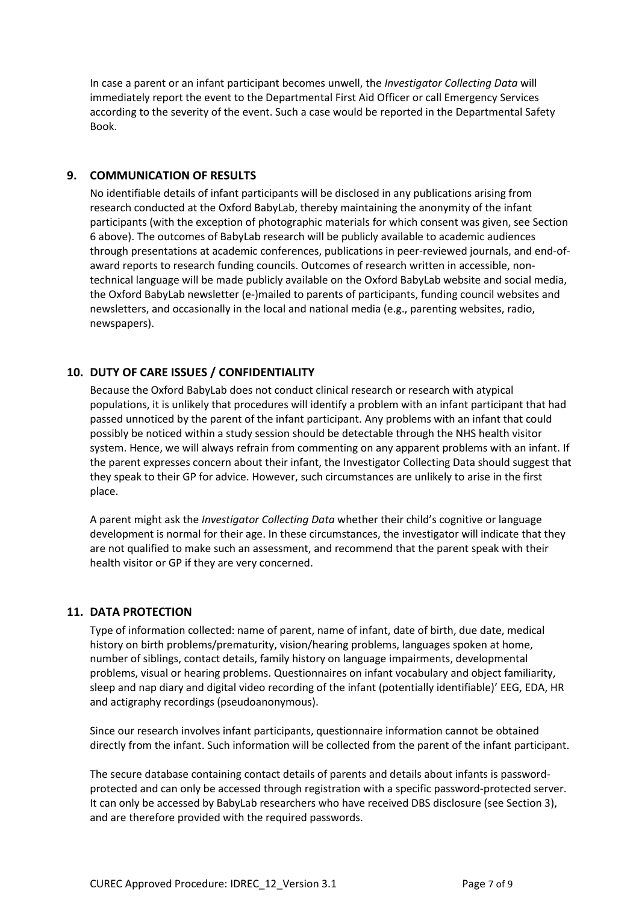In case a parent or an infant participant becomes unwell, the *Investigator Collecting Data* will immediately report the event to the Departmental First Aid Officer or call Emergency Services according to the severity of the event. Such a case would be reported in the Departmental Safety Book.

## 9. COMMUNICATION OF RESULTS

No identifiable details of infant participants will be disclosed in any publications arising from research conducted at the Oxford BabyLab, thereby maintaining the anonymity of the infant participants (with the exception of photographic materials for which consent was given, see Section 6 above). The outcomes of BabyLab research will be publicly available to academic audiences through presentations at academic conferences, publications in peer-reviewed journals, and end-of-award reports to research funding councils. Outcomes of research written in accessible, non-technical language will be made publicly available on the Oxford BabyLab website and social media, the Oxford BabyLab newsletter (e-)mailed to parents of participants, funding council websites and newsletters, and occasionally in the local and national media (e.g., parenting websites, radio, newspapers).

## 10. DUTY OF CARE ISSUES / CONFIDENTIALITY

Because the Oxford BabyLab does not conduct clinical research or research with atypical populations, it is unlikely that procedures will identify a problem with an infant participant that had passed unnoticed by the parent of the infant participant. Any problems with an infant that could possibly be noticed within a study session should be detectable through the NHS health visitor system. Hence, we will always refrain from commenting on any apparent problems with an infant. If the parent expresses concern about their infant, the Investigator Collecting Data should suggest that they speak to their GP for advice. However, such circumstances are unlikely to arise in the first place.

A parent might ask the *Investigator Collecting Data* whether their child's cognitive or language development is normal for their age. In these circumstances, the investigator will indicate that they are not qualified to make such an assessment, and recommend that the parent speak with their health visitor or GP if they are very concerned.

## 11. DATA PROTECTION

Type of information collected: name of parent, name of infant, date of birth, due date, medical history on birth problems/prematurity, vision/hearing problems, languages spoken at home, number of siblings, contact details, family history on language impairments, developmental problems, visual or hearing problems. Questionnaires on infant vocabulary and object familiarity, sleep and nap diary and digital video recording of the infant (potentially identifiable)' EEG, EDA, HR and actigraphy recordings (pseudoanonymous).

Since our research involves infant participants, questionnaire information cannot be obtained directly from the infant. Such information will be collected from the parent of the infant participant.

The secure database containing contact details of parents and details about infants is password-protected and can only be accessed through registration with a specific password-protected server. It can only be accessed by BabyLab researchers who have received DBS disclosure (see Section 3), and are therefore provided with the required passwords.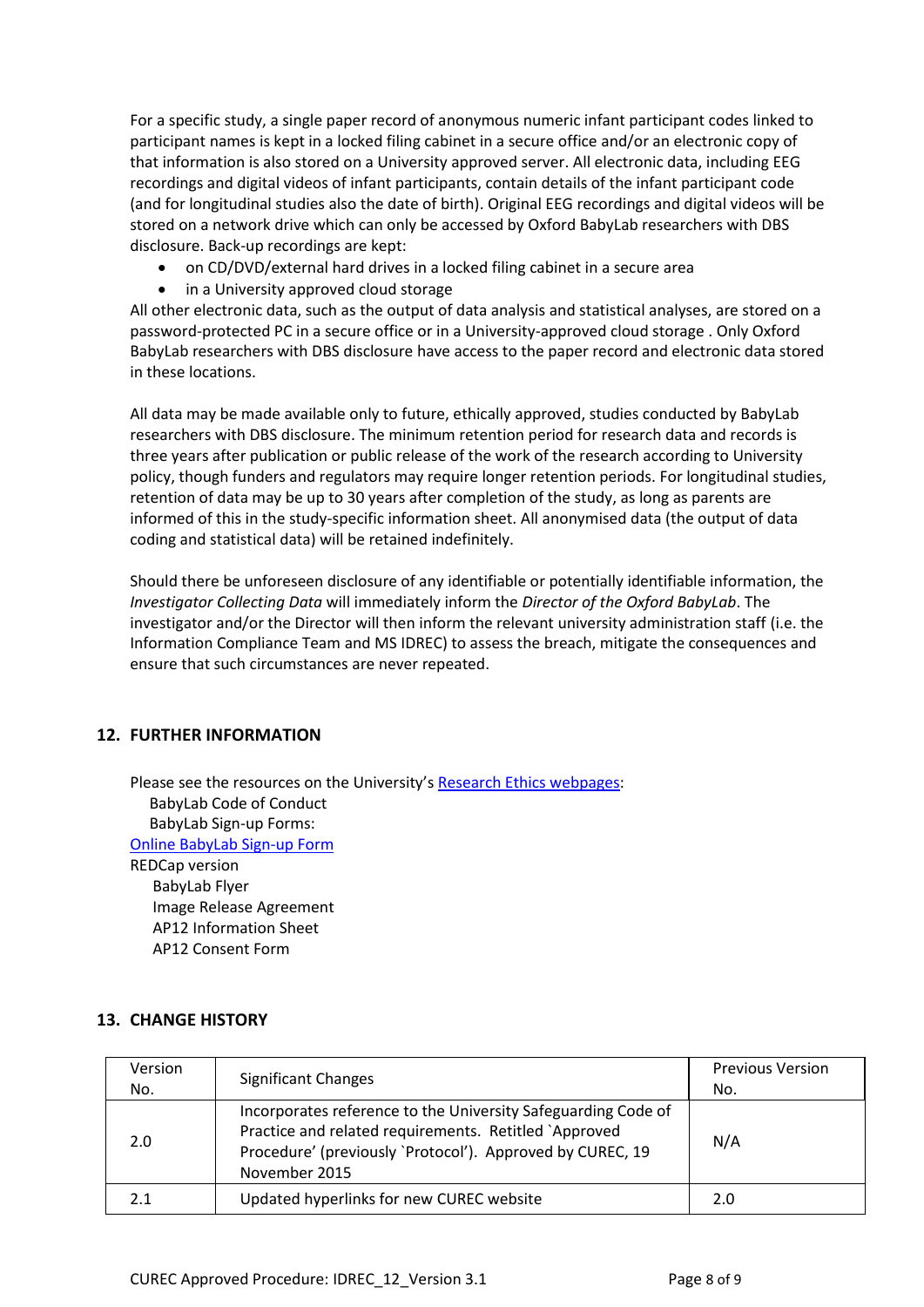For a specific study, a single paper record of anonymous numeric infant participant codes linked to participant names is kept in a locked filing cabinet in a secure office and/or an electronic copy of that information is also stored on a University approved server. All electronic data, including EEG recordings and digital videos of infant participants, contain details of the infant participant code (and for longitudinal studies also the date of birth). Original EEG recordings and digital videos will be stored on a network drive which can only be accessed by Oxford BabyLab researchers with DBS disclosure. Back-up recordings are kept:

- on CD/DVD/external hard drives in a locked filing cabinet in a secure area
- in a University approved cloud storage

All other electronic data, such as the output of data analysis and statistical analyses, are stored on a password-protected PC in a secure office or in a University-approved cloud storage . Only Oxford BabyLab researchers with DBS disclosure have access to the paper record and electronic data stored in these locations.

All data may be made available only to future, ethically approved, studies conducted by BabyLab researchers with DBS disclosure. The minimum retention period for research data and records is three years after publication or public release of the work of the research according to University policy, though funders and regulators may require longer retention periods. For longitudinal studies, retention of data may be up to 30 years after completion of the study, as long as parents are informed of this in the study-specific information sheet. All anonymised data (the output of data coding and statistical data) will be retained indefinitely.

Should there be unforeseen disclosure of any identifiable or potentially identifiable information, the *Investigator Collecting Data* will immediately inform the *Director of the Oxford BabyLab*. The investigator and/or the Director will then inform the relevant university administration staff (i.e. the Information Compliance Team and MS IDREC) to assess the breach, mitigate the consequences and ensure that such circumstances are never repeated.

## 12. FURTHER INFORMATION

Please see the resources on the University's [Research Ethics webpages]():

BabyLab Code of Conduct
BabyLab Sign-up Forms:
[Online BabyLab Sign-up Form]()
REDCap version
BabyLab Flyer
Image Release Agreement
AP12 Information Sheet
AP12 Consent Form

## 13. CHANGE HISTORY

| Version No. | Significant Changes | Previous Version No. |
|---|---|---|
| 2.0 | Incorporates reference to the University Safeguarding Code of Practice and related requirements. Retitled `Approved Procedure' (previously `Protocol'). Approved by CUREC, 19 November 2015 | N/A |
| 2.1 | Updated hyperlinks for new CUREC website | 2.0 |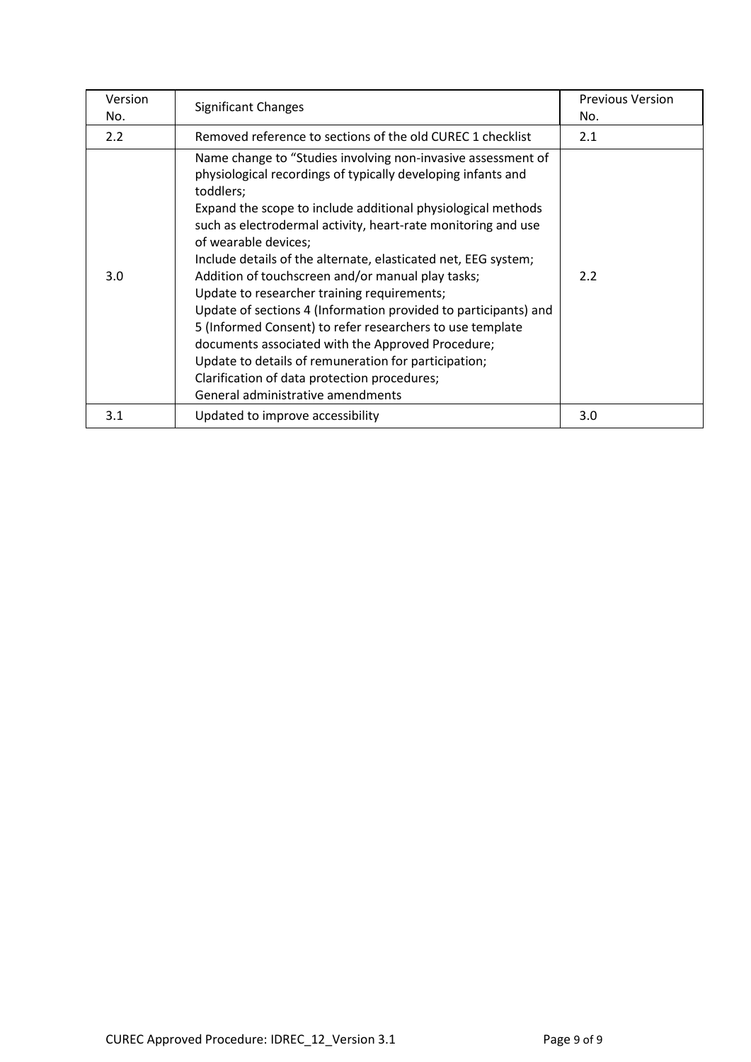| Version No. | Significant Changes | Previous Version No. |
|---|---|---|
| 2.2 | Removed reference to sections of the old CUREC 1 checklist | 2.1 |
| 3.0 | Name change to "Studies involving non-invasive assessment of physiological recordings of typically developing infants and toddlers;<br>Expand the scope to include additional physiological methods such as electrodermal activity, heart-rate monitoring and use of wearable devices;<br>Include details of the alternate, elasticated net, EEG system;<br>Addition of touchscreen and/or manual play tasks;<br>Update to researcher training requirements;<br>Update of sections 4 (Information provided to participants) and 5 (Informed Consent) to refer researchers to use template documents associated with the Approved Procedure;<br>Update to details of remuneration for participation;<br>Clarification of data protection procedures;<br>General administrative amendments | 2.2 |
| 3.1 | Updated to improve accessibility | 3.0 |